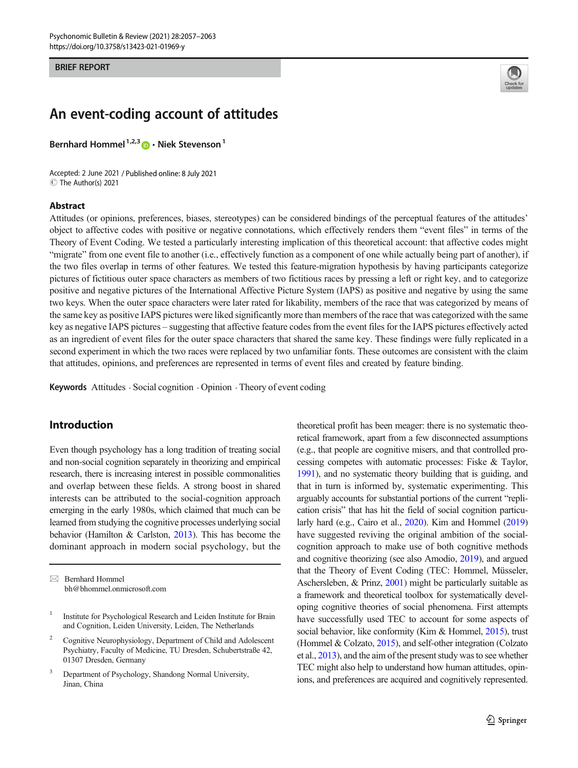BRIEF REPORT

# An event-coding account of attitudes

**Bernhard Hommel**[1,2,3] · **Niek Stevenson**[1]

Accepted: 2 June 2021 / Published online: 8 July 2021
© The Author(s) 2021

## Abstract

Attitudes (or opinions, preferences, biases, stereotypes) can be considered bindings of the perceptual features of the attitudes' object to affective codes with positive or negative connotations, which effectively renders them "event files" in terms of the Theory of Event Coding. We tested a particularly interesting implication of this theoretical account: that affective codes might "migrate" from one event file to another (i.e., effectively function as a component of one while actually being part of another), if the two files overlap in terms of other features. We tested this feature-migration hypothesis by having participants categorize pictures of fictitious outer space characters as members of two fictitious races by pressing a left or right key, and to categorize positive and negative pictures of the International Affective Picture System (IAPS) as positive and negative by using the same two keys. When the outer space characters were later rated for likability, members of the race that was categorized by means of the same key as positive IAPS pictures were liked significantly more than members of the race that was categorized with the same key as negative IAPS pictures – suggesting that affective feature codes from the event files for the IAPS pictures effectively acted as an ingredient of event files for the outer space characters that shared the same key. These findings were fully replicated in a second experiment in which the two races were replaced by two unfamiliar fonts. These outcomes are consistent with the claim that attitudes, opinions, and preferences are represented in terms of event files and created by feature binding.

**Keywords** Attitudes · Social cognition · Opinion · Theory of event coding

## Introduction

Even though psychology has a long tradition of treating social and non-social cognition separately in theorizing and empirical research, there is increasing interest in possible commonalities and overlap between these fields. A strong boost in shared interests can be attributed to the social-cognition approach emerging in the early 1980s, which claimed that much can be learned from studying the cognitive processes underlying social behavior (Hamilton & Carlston, 2013). This has become the dominant approach in modern social psychology, but the theoretical profit has been meager: there is no systematic theoretical framework, apart from a few disconnected assumptions (e.g., that people are cognitive misers, and that controlled processing competes with automatic processes: Fiske & Taylor, 1991), and no systematic theory building that is guiding, and that in turn is informed by, systematic experimenting. This arguably accounts for substantial portions of the current "replication crisis" that has hit the field of social cognition particularly hard (e.g., Cairo et al., 2020). Kim and Hommel (2019) have suggested reviving the original ambition of the social-cognition approach to make use of both cognitive methods and cognitive theorizing (see also Amodio, 2019), and argued that the Theory of Event Coding (TEC: Hommel, Müsseler, Aschersleben, & Prinz, 2001) might be particularly suitable as a framework and theoretical toolbox for systematically developing cognitive theories of social phenomena. First attempts have successfully used TEC to account for some aspects of social behavior, like conformity (Kim & Hommel, 2015), trust (Hommel & Colzato, 2015), and self-other integration (Colzato et al., 2013), and the aim of the present study was to see whether TEC might also help to understand how human attitudes, opinions, and preferences are acquired and cognitively represented.

✉ Bernhard Hommel
bh@bhommel.onmicrosoft.com

[1] Institute for Psychological Research and Leiden Institute for Brain and Cognition, Leiden University, Leiden, The Netherlands

[2] Cognitive Neurophysiology, Department of Child and Adolescent Psychiatry, Faculty of Medicine, TU Dresden, Schubertstraße 42, 01307 Dresden, Germany

[3] Department of Psychology, Shandong Normal University, Jinan, China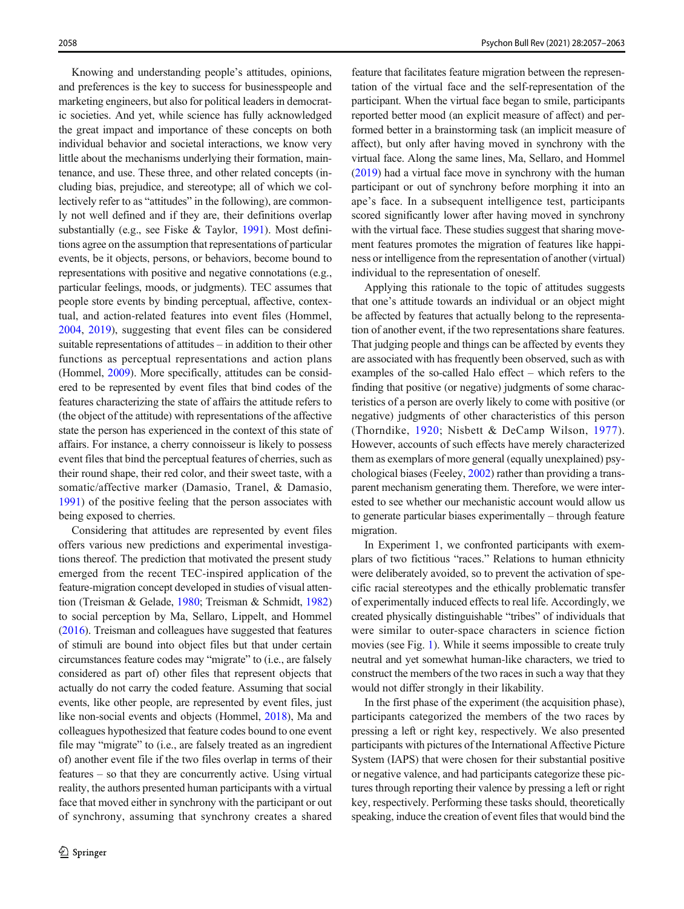Knowing and understanding people's attitudes, opinions, and preferences is the key to success for businesspeople and marketing engineers, but also for political leaders in democratic societies. And yet, while science has fully acknowledged the great impact and importance of these concepts on both individual behavior and societal interactions, we know very little about the mechanisms underlying their formation, maintenance, and use. These three, and other related concepts (including bias, prejudice, and stereotype; all of which we collectively refer to as "attitudes" in the following), are commonly not well defined and if they are, their definitions overlap substantially (e.g., see Fiske & Taylor, 1991). Most definitions agree on the assumption that representations of particular events, be it objects, persons, or behaviors, become bound to representations with positive and negative connotations (e.g., particular feelings, moods, or judgments). TEC assumes that people store events by binding perceptual, affective, contextual, and action-related features into event files (Hommel, 2004, 2019), suggesting that event files can be considered suitable representations of attitudes – in addition to their other functions as perceptual representations and action plans (Hommel, 2009). More specifically, attitudes can be considered to be represented by event files that bind codes of the features characterizing the state of affairs the attitude refers to (the object of the attitude) with representations of the affective state the person has experienced in the context of this state of affairs. For instance, a cherry connoisseur is likely to possess event files that bind the perceptual features of cherries, such as their round shape, their red color, and their sweet taste, with a somatic/affective marker (Damasio, Tranel, & Damasio, 1991) of the positive feeling that the person associates with being exposed to cherries.

Considering that attitudes are represented by event files offers various new predictions and experimental investigations thereof. The prediction that motivated the present study emerged from the recent TEC-inspired application of the feature-migration concept developed in studies of visual attention (Treisman & Gelade, 1980; Treisman & Schmidt, 1982) to social perception by Ma, Sellaro, Lippelt, and Hommel (2016). Treisman and colleagues have suggested that features of stimuli are bound into object files but that under certain circumstances feature codes may "migrate" to (i.e., are falsely considered as part of) other files that represent objects that actually do not carry the coded feature. Assuming that social events, like other people, are represented by event files, just like non-social events and objects (Hommel, 2018), Ma and colleagues hypothesized that feature codes bound to one event file may "migrate" to (i.e., are falsely treated as an ingredient of) another event file if the two files overlap in terms of their features – so that they are concurrently active. Using virtual reality, the authors presented human participants with a virtual face that moved either in synchrony with the participant or out of synchrony, assuming that synchrony creates a shared feature that facilitates feature migration between the representation of the virtual face and the self-representation of the participant. When the virtual face began to smile, participants reported better mood (an explicit measure of affect) and performed better in a brainstorming task (an implicit measure of affect), but only after having moved in synchrony with the virtual face. Along the same lines, Ma, Sellaro, and Hommel (2019) had a virtual face move in synchrony with the human participant or out of synchrony before morphing it into an ape's face. In a subsequent intelligence test, participants scored significantly lower after having moved in synchrony with the virtual face. These studies suggest that sharing movement features promotes the migration of features like happiness or intelligence from the representation of another (virtual) individual to the representation of oneself.

Applying this rationale to the topic of attitudes suggests that one's attitude towards an individual or an object might be affected by features that actually belong to the representation of another event, if the two representations share features. That judging people and things can be affected by events they are associated with has frequently been observed, such as with examples of the so-called Halo effect – which refers to the finding that positive (or negative) judgments of some characteristics of a person are overly likely to come with positive (or negative) judgments of other characteristics of this person (Thorndike, 1920; Nisbett & DeCamp Wilson, 1977). However, accounts of such effects have merely characterized them as exemplars of more general (equally unexplained) psychological biases (Feeley, 2002) rather than providing a transparent mechanism generating them. Therefore, we were interested to see whether our mechanistic account would allow us to generate particular biases experimentally – through feature migration.

In Experiment 1, we confronted participants with exemplars of two fictitious "races." Relations to human ethnicity were deliberately avoided, so to prevent the activation of specific racial stereotypes and the ethically problematic transfer of experimentally induced effects to real life. Accordingly, we created physically distinguishable "tribes" of individuals that were similar to outer-space characters in science fiction movies (see Fig. 1). While it seems impossible to create truly neutral and yet somewhat human-like characters, we tried to construct the members of the two races in such a way that they would not differ strongly in their likability.

In the first phase of the experiment (the acquisition phase), participants categorized the members of the two races by pressing a left or right key, respectively. We also presented participants with pictures of the International Affective Picture System (IAPS) that were chosen for their substantial positive or negative valence, and had participants categorize these pictures through reporting their valence by pressing a left or right key, respectively. Performing these tasks should, theoretically speaking, induce the creation of event files that would bind the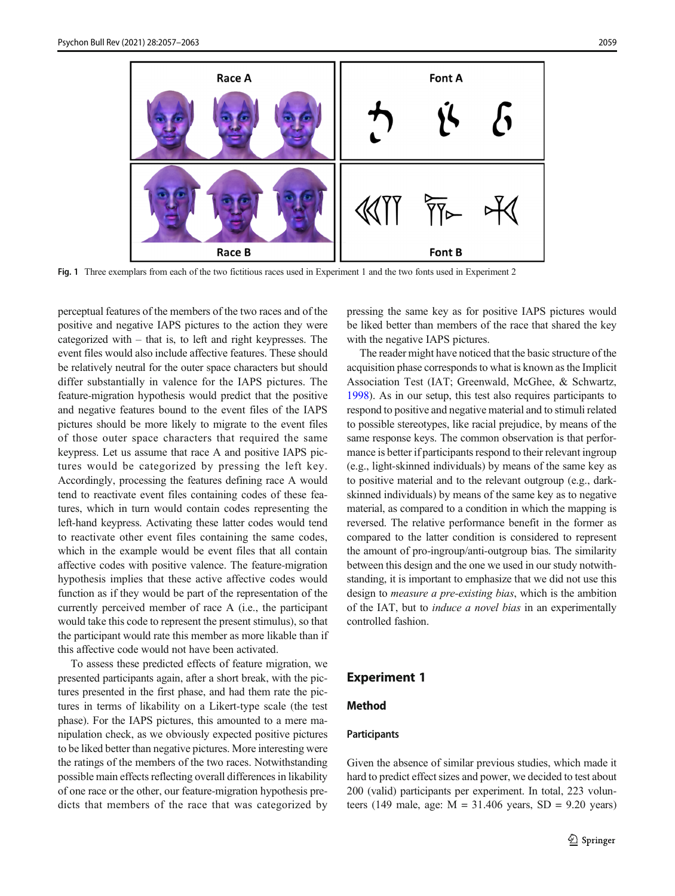Race A

Font A

Race B

Font B

**Fig. 1** Three exemplars from each of the two fictitious races used in Experiment 1 and the two fonts used in Experiment 2

perceptual features of the members of the two races and of the positive and negative IAPS pictures to the action they were categorized with – that is, to left and right keypresses. These event files would also include affective features. These should be relatively neutral for the outer space characters but should differ substantially in valence for the IAPS pictures. The feature-migration hypothesis would predict that the positive and negative features bound to the event files of the IAPS pictures should be more likely to migrate to the event files of those outer space characters that required the same keypress. Let us assume that race A and positive IAPS pictures would be categorized by pressing the left key. Accordingly, processing the features defining race A would tend to reactivate event files containing codes of these features, which in turn would contain codes representing the left-hand keypress. Activating these latter codes would tend to reactivate other event files containing the same codes, which in the example would be event files that all contain affective codes with positive valence. The feature-migration hypothesis implies that these active affective codes would function as if they would be part of the representation of the currently perceived member of race A (i.e., the participant would take this code to represent the present stimulus), so that the participant would rate this member as more likable than if this affective code would not have been activated.

To assess these predicted effects of feature migration, we presented participants again, after a short break, with the pictures presented in the first phase, and had them rate the pictures in terms of likability on a Likert-type scale (the test phase). For the IAPS pictures, this amounted to a mere manipulation check, as we obviously expected positive pictures to be liked better than negative pictures. More interesting were the ratings of the members of the two races. Notwithstanding possible main effects reflecting overall differences in likability of one race or the other, our feature-migration hypothesis predicts that members of the race that was categorized by pressing the same key as for positive IAPS pictures would be liked better than members of the race that shared the key with the negative IAPS pictures.

The reader might have noticed that the basic structure of the acquisition phase corresponds to what is known as the Implicit Association Test (IAT; Greenwald, McGhee, & Schwartz, 1998). As in our setup, this test also requires participants to respond to positive and negative material and to stimuli related to possible stereotypes, like racial prejudice, by means of the same response keys. The common observation is that performance is better if participants respond to their relevant ingroup (e.g., light-skinned individuals) by means of the same key as to positive material and to the relevant outgroup (e.g., dark-skinned individuals) by means of the same key as to negative material, as compared to a condition in which the mapping is reversed. The relative performance benefit in the former as compared to the latter condition is considered to represent the amount of pro-ingroup/anti-outgroup bias. The similarity between this design and the one we used in our study notwithstanding, it is important to emphasize that we did not use this design to *measure a pre-existing bias*, which is the ambition of the IAT, but to *induce a novel bias* in an experimentally controlled fashion.

## Experiment 1

### Method

#### Participants

Given the absence of similar previous studies, which made it hard to predict effect sizes and power, we decided to test about 200 (valid) participants per experiment. In total, 223 volunteers (149 male, age: M = 31.406 years, SD = 9.20 years)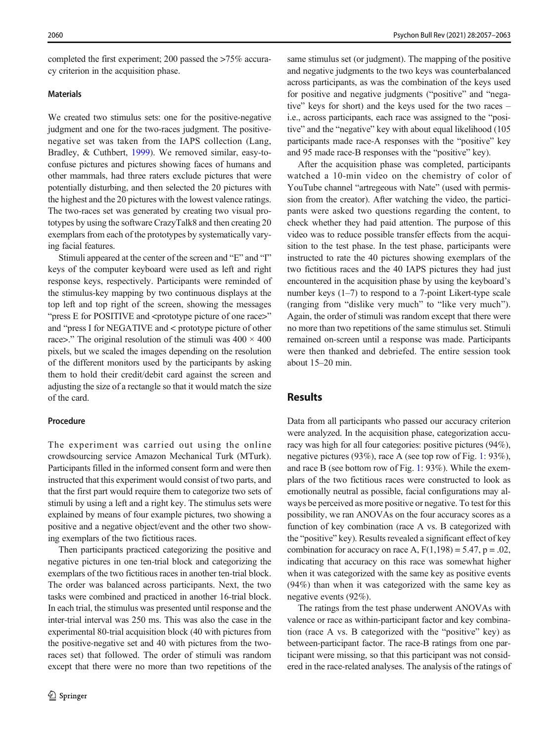completed the first experiment; 200 passed the >75% accuracy criterion in the acquisition phase.

### Materials

We created two stimulus sets: one for the positive-negative judgment and one for the two-races judgment. The positive-negative set was taken from the IAPS collection (Lang, Bradley, & Cuthbert, 1999). We removed similar, easy-to-confuse pictures and pictures showing faces of humans and other mammals, had three raters exclude pictures that were potentially disturbing, and then selected the 20 pictures with the highest and the 20 pictures with the lowest valence ratings. The two-races set was generated by creating two visual prototypes by using the software CrazyTalk8 and then creating 20 exemplars from each of the prototypes by systematically varying facial features.

Stimuli appeared at the center of the screen and "E" and "I" keys of the computer keyboard were used as left and right response keys, respectively. Participants were reminded of the stimulus-key mapping by two continuous displays at the top left and top right of the screen, showing the messages "press E for POSITIVE and <prototype picture of one race>" and "press I for NEGATIVE and < prototype picture of other race>." The original resolution of the stimuli was 400 × 400 pixels, but we scaled the images depending on the resolution of the different monitors used by the participants by asking them to hold their credit/debit card against the screen and adjusting the size of a rectangle so that it would match the size of the card.

### Procedure

The experiment was carried out using the online crowdsourcing service Amazon Mechanical Turk (MTurk). Participants filled in the informed consent form and were then instructed that this experiment would consist of two parts, and that the first part would require them to categorize two sets of stimuli by using a left and a right key. The stimulus sets were explained by means of four example pictures, two showing a positive and a negative object/event and the other two showing exemplars of the two fictitious races.

Then participants practiced categorizing the positive and negative pictures in one ten-trial block and categorizing the exemplars of the two fictitious races in another ten-trial block. The order was balanced across participants. Next, the two tasks were combined and practiced in another 16-trial block. In each trial, the stimulus was presented until response and the inter-trial interval was 250 ms. This was also the case in the experimental 80-trial acquisition block (40 with pictures from the positive-negative set and 40 with pictures from the two-races set) that followed. The order of stimuli was random except that there were no more than two repetitions of the same stimulus set (or judgment). The mapping of the positive and negative judgments to the two keys was counterbalanced across participants, as was the combination of the keys used for positive and negative judgments ("positive" and "negative" keys for short) and the keys used for the two races – i.e., across participants, each race was assigned to the "positive" and the "negative" key with about equal likelihood (105 participants made race-A responses with the "positive" key and 95 made race-B responses with the "positive" key).

After the acquisition phase was completed, participants watched a 10-min video on the chemistry of color of YouTube channel "artregeous with Nate" (used with permission from the creator). After watching the video, the participants were asked two questions regarding the content, to check whether they had paid attention. The purpose of this video was to reduce possible transfer effects from the acquisition to the test phase. In the test phase, participants were instructed to rate the 40 pictures showing exemplars of the two fictitious races and the 40 IAPS pictures they had just encountered in the acquisition phase by using the keyboard's number keys (1–7) to respond to a 7-point Likert-type scale (ranging from "dislike very much" to "like very much"). Again, the order of stimuli was random except that there were no more than two repetitions of the same stimulus set. Stimuli remained on-screen until a response was made. Participants were then thanked and debriefed. The entire session took about 15–20 min.

## Results

Data from all participants who passed our accuracy criterion were analyzed. In the acquisition phase, categorization accuracy was high for all four categories: positive pictures (94%), negative pictures (93%), race A (see top row of Fig. 1: 93%), and race B (see bottom row of Fig. 1: 93%). While the exemplars of the two fictitious races were constructed to look as emotionally neutral as possible, facial configurations may always be perceived as more positive or negative. To test for this possibility, we ran ANOVAs on the four accuracy scores as a function of key combination (race A vs. B categorized with the "positive" key). Results revealed a significant effect of key combination for accuracy on race A, $F(1,198) = 5.47$, $p = .02$, indicating that accuracy on this race was somewhat higher when it was categorized with the same key as positive events (94%) than when it was categorized with the same key as negative events (92%).

The ratings from the test phase underwent ANOVAs with valence or race as within-participant factor and key combination (race A vs. B categorized with the "positive" key) as between-participant factor. The race-B ratings from one participant were missing, so that this participant was not considered in the race-related analyses. The analysis of the ratings of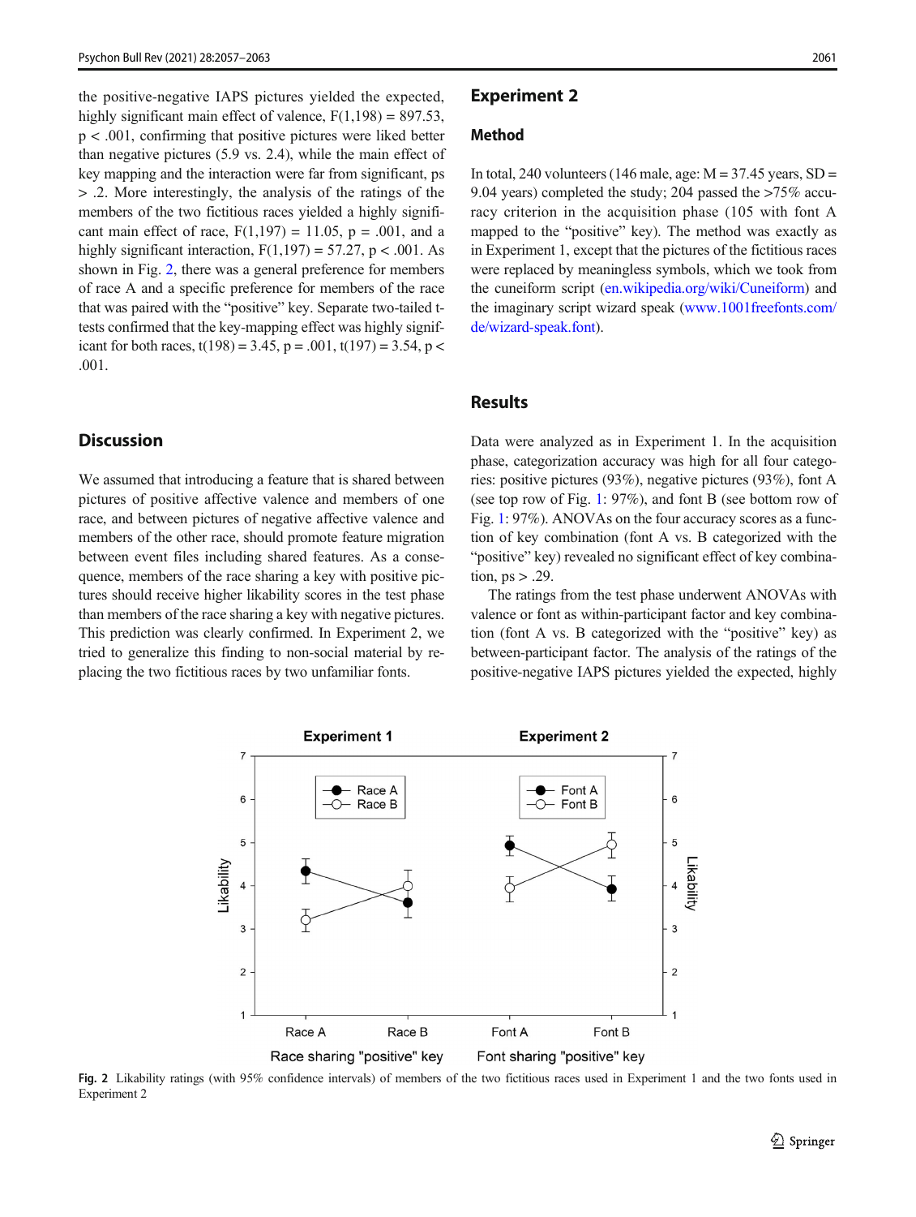the positive-negative IAPS pictures yielded the expected, highly significant main effect of valence, $F(1,198) = 897.53$, $p < .001$, confirming that positive pictures were liked better than negative pictures (5.9 vs. 2.4), while the main effect of key mapping and the interaction were far from significant, ps $> .2$. More interestingly, the analysis of the ratings of the members of the two fictitious races yielded a highly significant main effect of race, $F(1,197) = 11.05$, $p = .001$, and a highly significant interaction, $F(1,197) = 57.27$, $p < .001$. As shown in Fig. 2, there was a general preference for members of race A and a specific preference for members of the race that was paired with the "positive" key. Separate two-tailed t-tests confirmed that the key-mapping effect was highly significant for both races, $t(198) = 3.45$, $p = .001$, $t(197) = 3.54$, $p < .001$.

## Discussion

We assumed that introducing a feature that is shared between pictures of positive affective valence and members of one race, and between pictures of negative affective valence and members of the other race, should promote feature migration between event files including shared features. As a consequence, members of the race sharing a key with positive pictures should receive higher likability scores in the test phase than members of the race sharing a key with negative pictures. This prediction was clearly confirmed. In Experiment 2, we tried to generalize this finding to non-social material by replacing the two fictitious races by two unfamiliar fonts.

## Experiment 2

### Method

In total, 240 volunteers (146 male, age: M = 37.45 years, SD = 9.04 years) completed the study; 204 passed the >75% accuracy criterion in the acquisition phase (105 with font A mapped to the "positive" key). The method was exactly as in Experiment 1, except that the pictures of the fictitious races were replaced by meaningless symbols, which we took from the cuneiform script (en.wikipedia.org/wiki/Cuneiform) and the imaginary script wizard speak (www.1001freefonts.com/de/wizard-speak.font).

### Results

Data were analyzed as in Experiment 1. In the acquisition phase, categorization accuracy was high for all four categories: positive pictures (93%), negative pictures (93%), font A (see top row of Fig. 1: 97%), and font B (see bottom row of Fig. 1: 97%). ANOVAs on the four accuracy scores as a function of key combination (font A vs. B categorized with the "positive" key) revealed no significant effect of key combination, ps $> .29$.

The ratings from the test phase underwent ANOVAs with valence or font as within-participant factor and key combination (font A vs. B categorized with the "positive" key) as between-participant factor. The analysis of the ratings of the positive-negative IAPS pictures yielded the expected, highly

Experiment 1
Experiment 2
Likability
Race A
Race B
Font A
Font B
Race sharing "positive" key
Font sharing "positive" key
7
6
5
4
3
2
1

**Fig. 2** Likability ratings (with 95% confidence intervals) of members of the two fictitious races used in Experiment 1 and the two fonts used in Experiment 2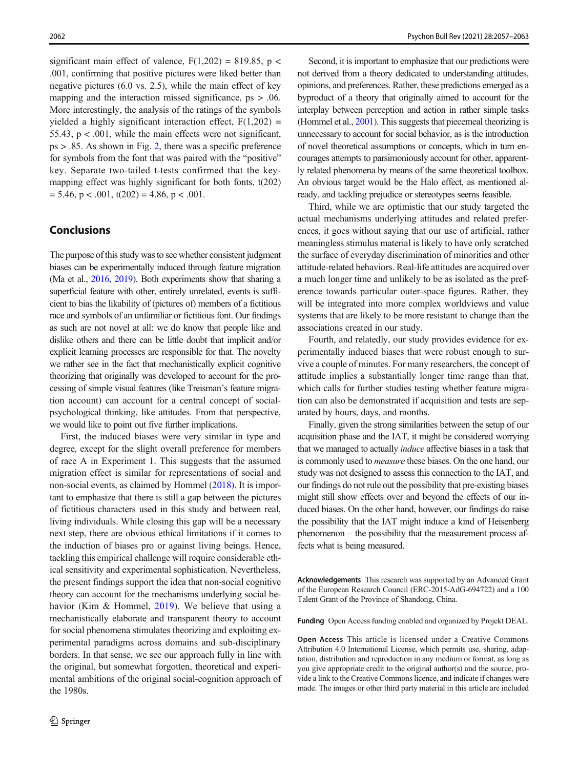significant main effect of valence, $F(1,202) = 819.85$, $p < .001$, confirming that positive pictures were liked better than negative pictures (6.0 vs. 2.5), while the main effect of key mapping and the interaction missed significance, $ps > .06$. More interestingly, the analysis of the ratings of the symbols yielded a highly significant interaction effect, $F(1,202) = 55.43$, $p < .001$, while the main effects were not significant, $ps > .85$. As shown in Fig. 2, there was a specific preference for symbols from the font that was paired with the "positive" key. Separate two-tailed t-tests confirmed that the key-mapping effect was highly significant for both fonts, $t(202) = 5.46$, $p < .001$, $t(202) = 4.86$, $p < .001$.

## Conclusions

The purpose of this study was to see whether consistent judgment biases can be experimentally induced through feature migration (Ma et al., 2016, 2019). Both experiments show that sharing a superficial feature with other, entirely unrelated, events is sufficient to bias the likability of (pictures of) members of a fictitious race and symbols of an unfamiliar or fictitious font. Our findings as such are not novel at all: we do know that people like and dislike others and there can be little doubt that implicit and/or explicit learning processes are responsible for that. The novelty we rather see in the fact that mechanistically explicit cognitive theorizing that originally was developed to account for the processing of simple visual features (like Treisman's feature migration account) can account for a central concept of social-psychological thinking, like attitudes. From that perspective, we would like to point out five further implications.

First, the induced biases were very similar in type and degree, except for the slight overall preference for members of race A in Experiment 1. This suggests that the assumed migration effect is similar for representations of social and non-social events, as claimed by Hommel (2018). It is important to emphasize that there is still a gap between the pictures of fictitious characters used in this study and between real, living individuals. While closing this gap will be a necessary next step, there are obvious ethical limitations if it comes to the induction of biases pro or against living beings. Hence, tackling this empirical challenge will require considerable ethical sensitivity and experimental sophistication. Nevertheless, the present findings support the idea that non-social cognitive theory can account for the mechanisms underlying social behavior (Kim & Hommel, 2019). We believe that using a mechanistically elaborate and transparent theory to account for social phenomena stimulates theorizing and exploiting experimental paradigms across domains and sub-disciplinary borders. In that sense, we see our approach fully in line with the original, but somewhat forgotten, theoretical and experimental ambitions of the original social-cognition approach of the 1980s.

Second, it is important to emphasize that our predictions were not derived from a theory dedicated to understanding attitudes, opinions, and preferences. Rather, these predictions emerged as a byproduct of a theory that originally aimed to account for the interplay between perception and action in rather simple tasks (Hommel et al., 2001). This suggests that piecemeal theorizing is unnecessary to account for social behavior, as is the introduction of novel theoretical assumptions or concepts, which in turn encourages attempts to parsimoniously account for other, apparently related phenomena by means of the same theoretical toolbox. An obvious target would be the Halo effect, as mentioned already, and tackling prejudice or stereotypes seems feasible.

Third, while we are optimistic that our study targeted the actual mechanisms underlying attitudes and related preferences, it goes without saying that our use of artificial, rather meaningless stimulus material is likely to have only scratched the surface of everyday discrimination of minorities and other attitude-related behaviors. Real-life attitudes are acquired over a much longer time and unlikely to be as isolated as the preference towards particular outer-space figures. Rather, they will be integrated into more complex worldviews and value systems that are likely to be more resistant to change than the associations created in our study.

Fourth, and relatedly, our study provides evidence for experimentally induced biases that were robust enough to survive a couple of minutes. For many researchers, the concept of attitude implies a substantially longer time range than that, which calls for further studies testing whether feature migration can also be demonstrated if acquisition and tests are separated by hours, days, and months.

Finally, given the strong similarities between the setup of our acquisition phase and the IAT, it might be considered worrying that we managed to actually *induce* affective biases in a task that is commonly used to *measure* these biases. On the one hand, our study was not designed to assess this connection to the IAT, and our findings do not rule out the possibility that pre-existing biases might still show effects over and beyond the effects of our induced biases. On the other hand, however, our findings do raise the possibility that the IAT might induce a kind of Heisenberg phenomenon – the possibility that the measurement process affects what is being measured.

**Acknowledgements** This research was supported by an Advanced Grant of the European Research Council (ERC-2015-AdG-694722) and a 100 Talent Grant of the Province of Shandong, China.

**Funding** Open Access funding enabled and organized by Projekt DEAL.

**Open Access** This article is licensed under a Creative Commons Attribution 4.0 International License, which permits use, sharing, adaptation, distribution and reproduction in any medium or format, as long as you give appropriate credit to the original author(s) and the source, provide a link to the Creative Commons licence, and indicate if changes were made. The images or other third party material in this article are included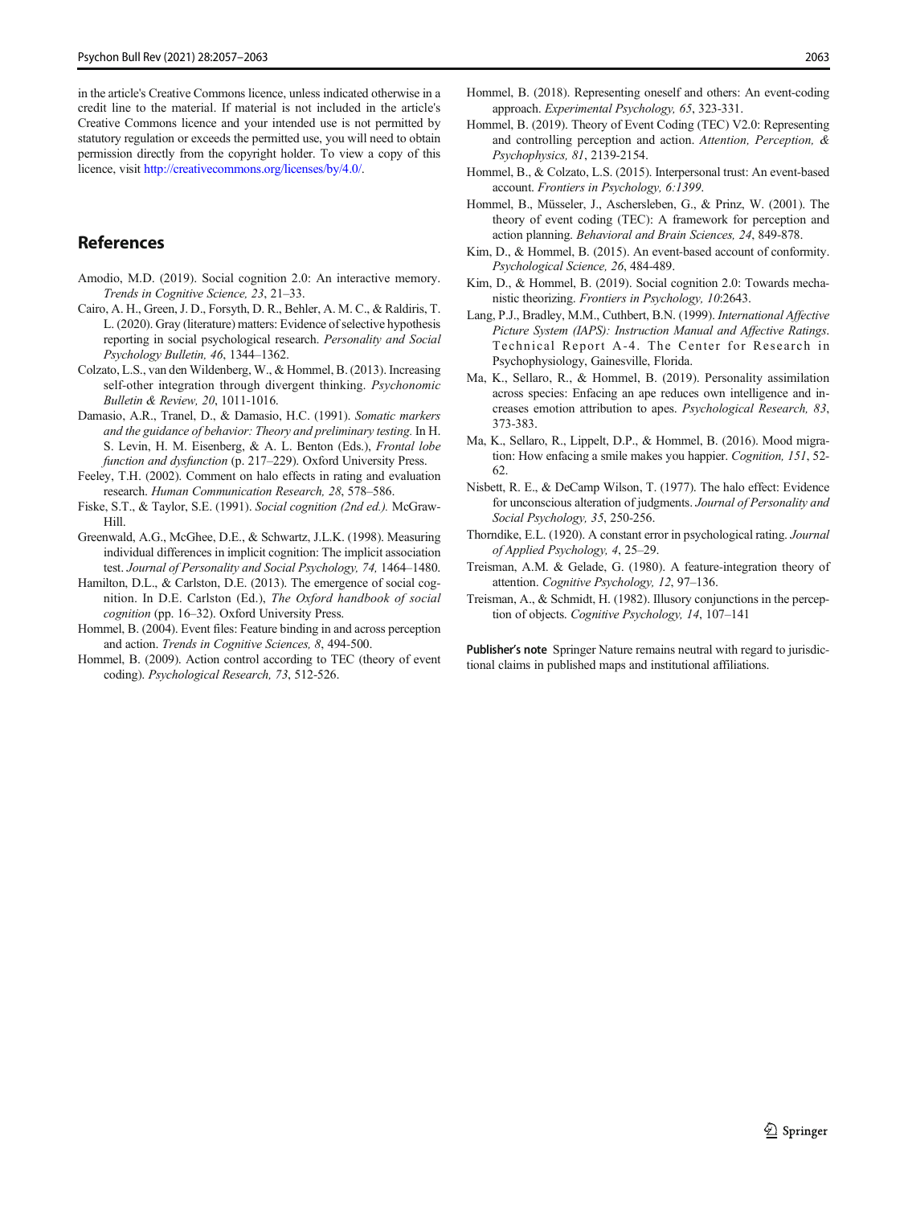in the article's Creative Commons licence, unless indicated otherwise in a credit line to the material. If material is not included in the article's Creative Commons licence and your intended use is not permitted by statutory regulation or exceeds the permitted use, you will need to obtain permission directly from the copyright holder. To view a copy of this licence, visit http://creativecommons.org/licenses/by/4.0/.

## References

Amodio, M.D. (2019). Social cognition 2.0: An interactive memory. *Trends in Cognitive Science, 23*, 21–33.

Cairo, A. H., Green, J. D., Forsyth, D. R., Behler, A. M. C., & Raldiris, T. L. (2020). Gray (literature) matters: Evidence of selective hypothesis reporting in social psychological research. *Personality and Social Psychology Bulletin, 46*, 1344–1362.

Colzato, L.S., van den Wildenberg, W., & Hommel, B. (2013). Increasing self-other integration through divergent thinking. *Psychonomic Bulletin & Review, 20*, 1011-1016.

Damasio, A.R., Tranel, D., & Damasio, H.C. (1991). *Somatic markers and the guidance of behavior: Theory and preliminary testing.* In H. S. Levin, H. M. Eisenberg, & A. L. Benton (Eds.), *Frontal lobe function and dysfunction* (p. 217–229). Oxford University Press.

Feeley, T.H. (2002). Comment on halo effects in rating and evaluation research. *Human Communication Research, 28*, 578–586.

Fiske, S.T., & Taylor, S.E. (1991). *Social cognition (2nd ed.).* McGraw-Hill.

Greenwald, A.G., McGhee, D.E., & Schwartz, J.L.K. (1998). Measuring individual differences in implicit cognition: The implicit association test. *Journal of Personality and Social Psychology, 74,* 1464–1480.

Hamilton, D.L., & Carlston, D.E. (2013). The emergence of social cognition. In D.E. Carlston (Ed.), *The Oxford handbook of social cognition* (pp. 16–32). Oxford University Press.

Hommel, B. (2004). Event files: Feature binding in and across perception and action. *Trends in Cognitive Sciences, 8*, 494-500.

Hommel, B. (2009). Action control according to TEC (theory of event coding). *Psychological Research, 73*, 512-526.

Hommel, B. (2018). Representing oneself and others: An event-coding approach. *Experimental Psychology, 65*, 323-331.

Hommel, B. (2019). Theory of Event Coding (TEC) V2.0: Representing and controlling perception and action. *Attention, Perception, & Psychophysics, 81*, 2139-2154.

Hommel, B., & Colzato, L.S. (2015). Interpersonal trust: An event-based account. *Frontiers in Psychology, 6:1399.*

Hommel, B., Müsseler, J., Aschersleben, G., & Prinz, W. (2001). The theory of event coding (TEC): A framework for perception and action planning. *Behavioral and Brain Sciences, 24*, 849-878.

Kim, D., & Hommel, B. (2015). An event-based account of conformity. *Psychological Science, 26*, 484-489.

Kim, D., & Hommel, B. (2019). Social cognition 2.0: Towards mechanistic theorizing. *Frontiers in Psychology, 10*:2643.

Lang, P.J., Bradley, M.M., Cuthbert, B.N. (1999). *International Affective Picture System (IAPS): Instruction Manual and Affective Ratings.* Technical Report A-4. The Center for Research in Psychophysiology, Gainesville, Florida.

Ma, K., Sellaro, R., & Hommel, B. (2019). Personality assimilation across species: Enfacing an ape reduces own intelligence and increases emotion attribution to apes. *Psychological Research, 83*, 373-383.

Ma, K., Sellaro, R., Lippelt, D.P., & Hommel, B. (2016). Mood migration: How enfacing a smile makes you happier. *Cognition, 151*, 52-62.

Nisbett, R. E., & DeCamp Wilson, T. (1977). The halo effect: Evidence for unconscious alteration of judgments. *Journal of Personality and Social Psychology, 35*, 250-256.

Thorndike, E.L. (1920). A constant error in psychological rating. *Journal of Applied Psychology, 4*, 25–29.

Treisman, A.M. & Gelade, G. (1980). A feature-integration theory of attention. *Cognitive Psychology, 12*, 97–136.

Treisman, A., & Schmidt, H. (1982). Illusory conjunctions in the perception of objects. *Cognitive Psychology, 14*, 107–141

**Publisher's note** Springer Nature remains neutral with regard to jurisdictional claims in published maps and institutional affiliations.